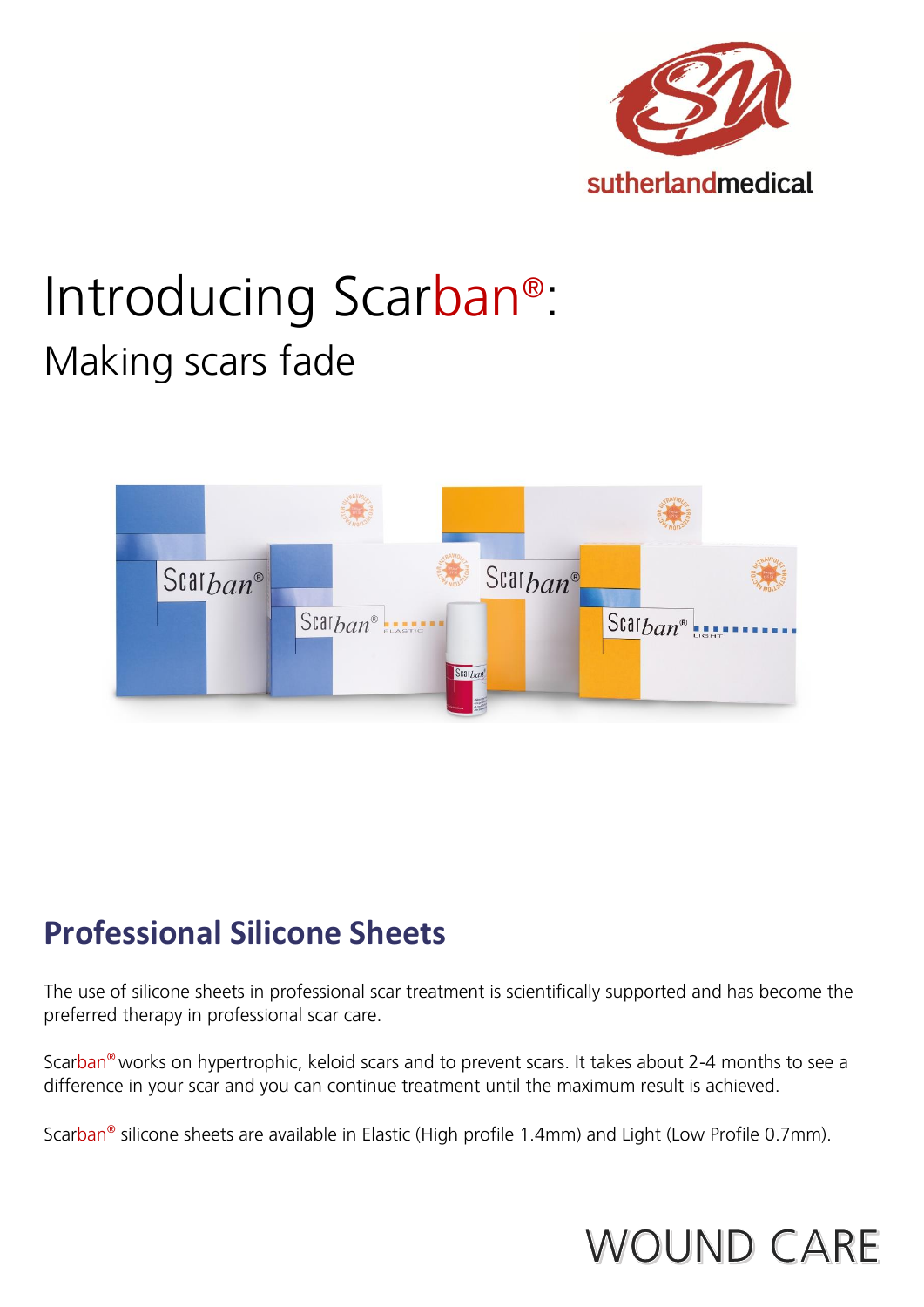sutherlandmedical

# Introducing Scarban®:

## Making scars fade

## Professional Silicone Sheets

The use of silicone sheets in professional scar treatment is scientifically supported and has become the preferred therapy in professional scar care.

Scarban® works on hypertrophic, keloid scars and to prevent scars. It takes about 2-4 months to see a difference in your scar and you can continue treatment until the maximum result is achieved.

Scarban® silicone sheets are available in Elastic (High profile 1.4mm) and Light (Low Profile 0.7mm).

WOUND CARE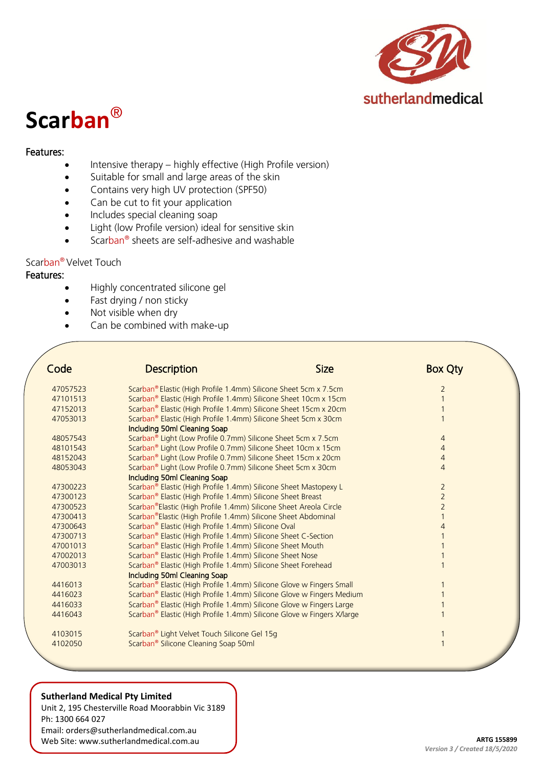sutherlandmedical

# Scarban®

Features:

- Intensive therapy – highly effective (High Profile version)
- Suitable for small and large areas of the skin
- Contains very high UV protection (SPF50)
- Can be cut to fit your application
- Includes special cleaning soap
- Light (low Profile version) ideal for sensitive skin
- Scarban® sheets are self-adhesive and washable

Scarban® Velvet Touch

Features:

- Highly concentrated silicone gel
- Fast drying / non sticky
- Not visible when dry
- Can be combined with make-up

| Code | Description | Size | Box Qty |
|---|---|---|---|
| 47057523 | Scarban® Elastic (High Profile 1.4mm) Silicone Sheet | 5cm x 7.5cm | 2 |
| 47101513 | Scarban® Elastic (High Profile 1.4mm) Silicone Sheet | 10cm x 15cm | 1 |
| 47152013 | Scarban® Elastic (High Profile 1.4mm) Silicone Sheet | 15cm x 20cm | 1 |
| 47053013 | Scarban® Elastic (High Profile 1.4mm) Silicone Sheet | 5cm x 30cm | 1 |
| | Including 50ml Cleaning Soap | | |
| 48057543 | Scarban® Light (Low Profile 0.7mm) Silicone Sheet | 5cm x 7.5cm | 4 |
| 48101543 | Scarban® Light (Low Profile 0.7mm) Silicone Sheet | 10cm x 15cm | 4 |
| 48152043 | Scarban® Light (Low Profile 0.7mm) Silicone Sheet | 15cm x 20cm | 4 |
| 48053043 | Scarban® Light (Low Profile 0.7mm) Silicone Sheet | 5cm x 30cm | 4 |
| | Including 50ml Cleaning Soap | | |
| 47300223 | Scarban® Elastic (High Profile 1.4mm) Silicone Sheet Mastopexy L | | 2 |
| 47300123 | Scarban® Elastic (High Profile 1.4mm) Silicone Sheet Breast | | 2 |
| 47300523 | Scarban® Elastic (High Profile 1.4mm) Silicone Sheet Areola Circle | | 2 |
| 47300413 | Scarban® Elastic (High Profile 1.4mm) Silicone Sheet Abdominal | | 1 |
| 47300643 | Scarban® Elastic (High Profile 1.4mm) Silicone Oval | | 4 |
| 47300713 | Scarban® Elastic (High Profile 1.4mm) Silicone Sheet C-Section | | 1 |
| 47001013 | Scarban® Elastic (High Profile 1.4mm) Silicone Sheet Mouth | | 1 |
| 47002013 | Scarban® Elastic (High Profile 1.4mm) Silicone Sheet Nose | | 1 |
| 47003013 | Scarban® Elastic (High Profile 1.4mm) Silicone Sheet Forehead | | 1 |
| | Including 50ml Cleaning Soap | | |
| 4416013 | Scarban® Elastic (High Profile 1.4mm) Silicone Glove w Fingers Small | | 1 |
| 4416023 | Scarban® Elastic (High Profile 1.4mm) Silicone Glove w Fingers Medium | | 1 |
| 4416033 | Scarban® Elastic (High Profile 1.4mm) Silicone Glove w Fingers Large | | 1 |
| 4416043 | Scarban® Elastic (High Profile 1.4mm) Silicone Glove w Fingers X/large | | 1 |
| 4103015 | Scarban® Light Velvet Touch Silicone Gel 15g | | 1 |
| 4102050 | Scarban® Silicone Cleaning Soap 50ml | | 1 |

**Sutherland Medical Pty Limited**
Unit 2, 195 Chesterville Road Moorabbin Vic 3189
Ph: 1300 664 027
Email: orders@sutherlandmedical.com.au
Web Site: www.sutherlandmedical.com.au

**ARTG 155899**
*Version 3 / Created 18/5/2020*